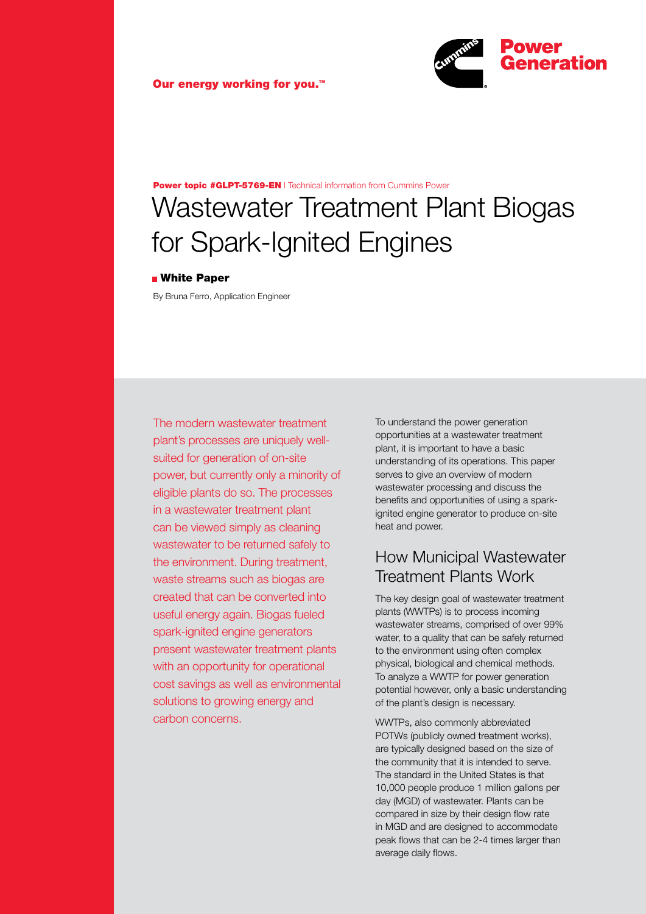Our energy working for you.™

Power Generation

**Power topic #GLPT-5769-EN** | Technical information from Cummins Power

# Wastewater Treatment Plant Biogas for Spark-Ignited Engines

**White Paper**

By Bruna Ferro, Application Engineer

The modern wastewater treatment plant's processes are uniquely well-suited for generation of on-site power, but currently only a minority of eligible plants do so. The processes in a wastewater treatment plant can be viewed simply as cleaning wastewater to be returned safely to the environment. During treatment, waste streams such as biogas are created that can be converted into useful energy again. Biogas fueled spark-ignited engine generators present wastewater treatment plants with an opportunity for operational cost savings as well as environmental solutions to growing energy and carbon concerns.

To understand the power generation opportunities at a wastewater treatment plant, it is important to have a basic understanding of its operations. This paper serves to give an overview of modern wastewater processing and discuss the benefits and opportunities of using a spark-ignited engine generator to produce on-site heat and power.

## How Municipal Wastewater Treatment Plants Work

The key design goal of wastewater treatment plants (WWTPs) is to process incoming wastewater streams, comprised of over 99% water, to a quality that can be safely returned to the environment using often complex physical, biological and chemical methods. To analyze a WWTP for power generation potential however, only a basic understanding of the plant's design is necessary.

WWTPs, also commonly abbreviated POTWs (publicly owned treatment works), are typically designed based on the size of the community that it is intended to serve. The standard in the United States is that 10,000 people produce 1 million gallons per day (MGD) of wastewater. Plants can be compared in size by their design flow rate in MGD and are designed to accommodate peak flows that can be 2-4 times larger than average daily flows.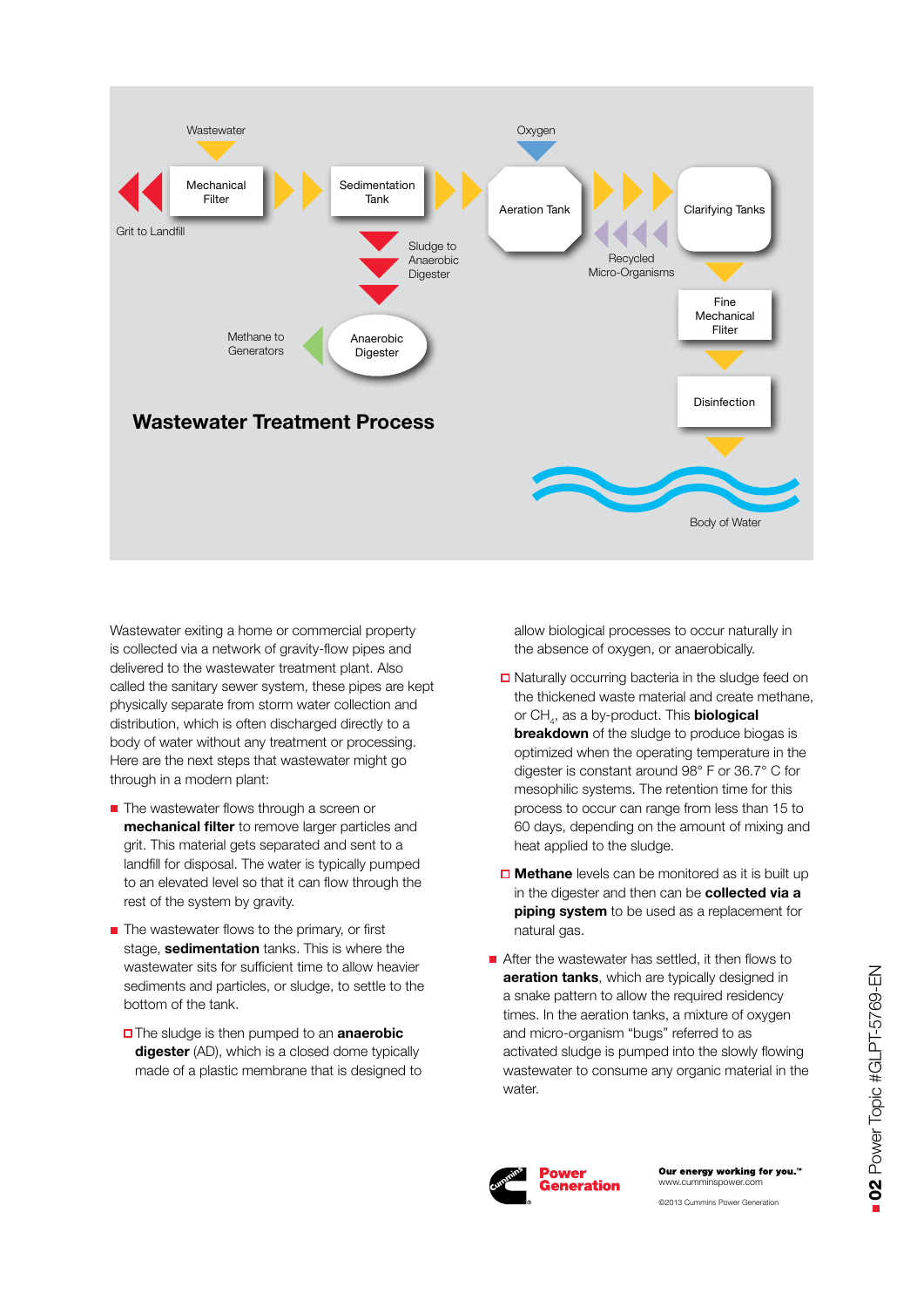Wastewater

Mechanical Filter

Grit to Landfill

Sedimentation Tank

Sludge to Anaerobic Digester

Anaerobic Digester

Methane to Generators

Oxygen

Aeration Tank

Recycled Micro-Organisms

Clarifying Tanks

Fine Mechanical Filter

Disinfection

Body of Water

## Wastewater Treatment Process

Wastewater exiting a home or commercial property is collected via a network of gravity-flow pipes and delivered to the wastewater treatment plant. Also called the sanitary sewer system, these pipes are kept physically separate from storm water collection and distribution, which is often discharged directly to a body of water without any treatment or processing. Here are the next steps that wastewater might go through in a modern plant:

- The wastewater flows through a screen or **mechanical filter** to remove larger particles and grit. This material gets separated and sent to a landfill for disposal. The water is typically pumped to an elevated level so that it can flow through the rest of the system by gravity.
- The wastewater flows to the primary, or first stage, **sedimentation** tanks. This is where the wastewater sits for sufficient time to allow heavier sediments and particles, or sludge, to settle to the bottom of the tank.
  - The sludge is then pumped to an **anaerobic digester** (AD), which is a closed dome typically made of a plastic membrane that is designed to allow biological processes to occur naturally in the absence of oxygen, or anaerobically.
  - Naturally occurring bacteria in the sludge feed on the thickened waste material and create methane, or $CH_4$, as a by-product. This **biological breakdown** of the sludge to produce biogas is optimized when the operating temperature in the digester is constant around 98° F or 36.7° C for mesophilic systems. The retention time for this process to occur can range from less than 15 to 60 days, depending on the amount of mixing and heat applied to the sludge.
  - **Methane** levels can be monitored as it is built up in the digester and then can be **collected via a piping system** to be used as a replacement for natural gas.
- After the wastewater has settled, it then flows to **aeration tanks**, which are typically designed in a snake pattern to allow the required residency times. In the aeration tanks, a mixture of oxygen and micro-organism "bugs" referred to as activated sludge is pumped into the slowly flowing wastewater to consume any organic material in the water.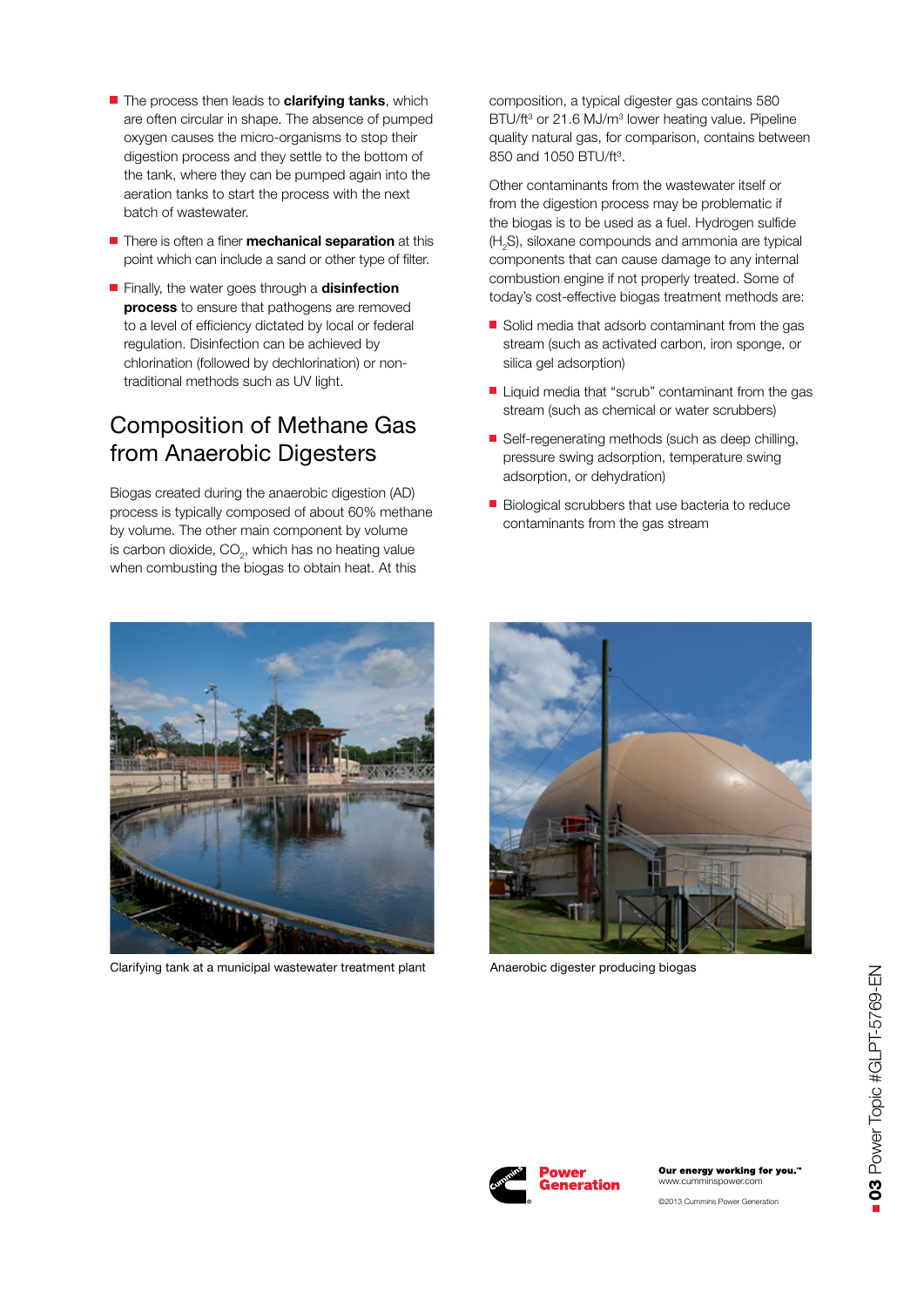- The process then leads to **clarifying tanks**, which are often circular in shape. The absence of pumped oxygen causes the micro-organisms to stop their digestion process and they settle to the bottom of the tank, where they can be pumped again into the aeration tanks to start the process with the next batch of wastewater.
- There is often a finer **mechanical separation** at this point which can include a sand or other type of filter.
- Finally, the water goes through a **disinfection process** to ensure that pathogens are removed to a level of efficiency dictated by local or federal regulation. Disinfection can be achieved by chlorination (followed by dechlorination) or non-traditional methods such as UV light.

## Composition of Methane Gas from Anaerobic Digesters

Biogas created during the anaerobic digestion (AD) process is typically composed of about 60% methane by volume. The other main component by volume is carbon dioxide, $CO_2$, which has no heating value when combusting the biogas to obtain heat. At this composition, a typical digester gas contains 580 BTU/ft$^3$ or 21.6 MJ/m$^3$ lower heating value. Pipeline quality natural gas, for comparison, contains between 850 and 1050 BTU/ft$^3$.

Other contaminants from the wastewater itself or from the digestion process may be problematic if the biogas is to be used as a fuel. Hydrogen sulfide ($H_2S$), siloxane compounds and ammonia are typical components that can cause damage to any internal combustion engine if not properly treated. Some of today's cost-effective biogas treatment methods are:

- Solid media that adsorb contaminant from the gas stream (such as activated carbon, iron sponge, or silica gel adsorption)
- Liquid media that "scrub" contaminant from the gas stream (such as chemical or water scrubbers)
- Self-regenerating methods (such as deep chilling, pressure swing adsorption, temperature swing adsorption, or dehydration)
- Biological scrubbers that use bacteria to reduce contaminants from the gas stream

Clarifying tank at a municipal wastewater treatment plant

Anaerobic digester producing biogas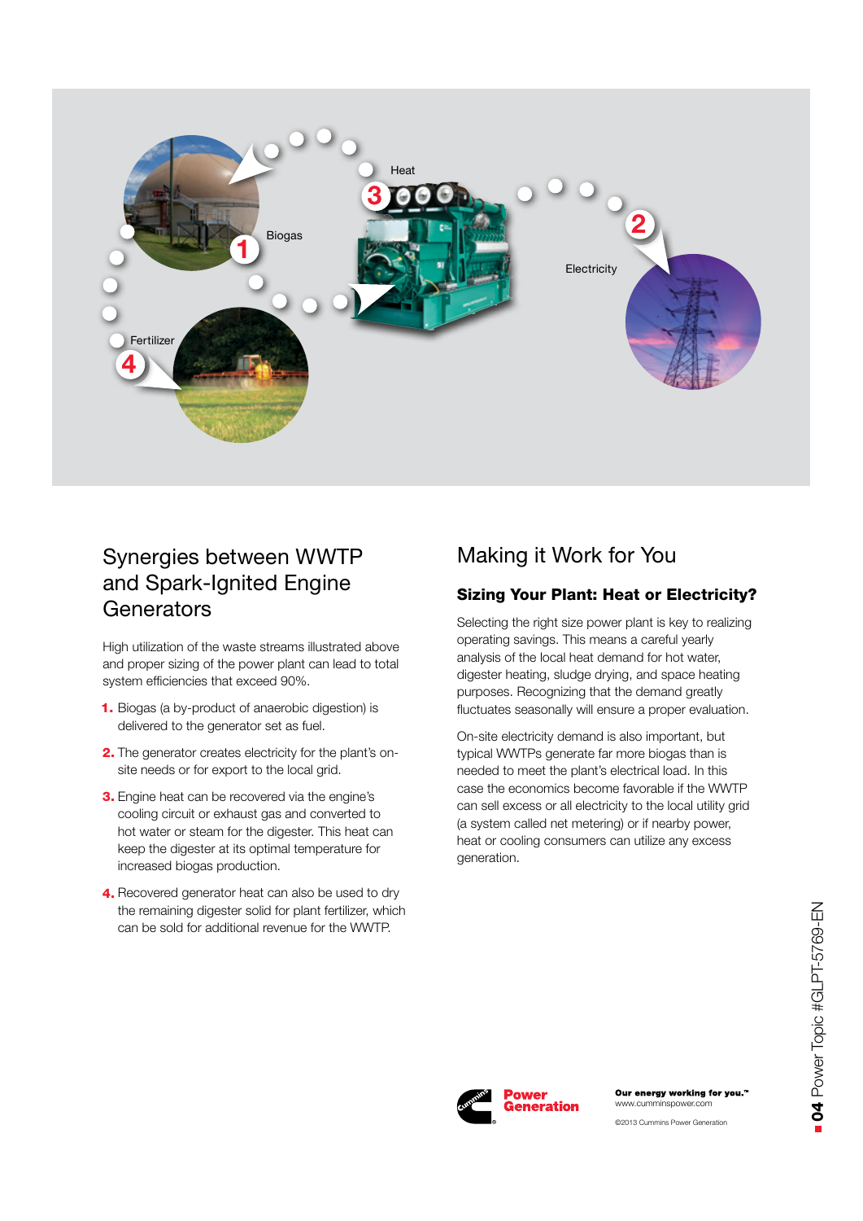## Synergies between WWTP and Spark-Ignited Engine Generators

High utilization of the waste streams illustrated above and proper sizing of the power plant can lead to total system efficiencies that exceed 90%.

1. Biogas (a by-product of anaerobic digestion) is delivered to the generator set as fuel.
2. The generator creates electricity for the plant's on-site needs or for export to the local grid.
3. Engine heat can be recovered via the engine's cooling circuit or exhaust gas and converted to hot water or steam for the digester. This heat can keep the digester at its optimal temperature for increased biogas production.
4. Recovered generator heat can also be used to dry the remaining digester solid for plant fertilizer, which can be sold for additional revenue for the WWTP.

## Making it Work for You

### Sizing Your Plant: Heat or Electricity?

Selecting the right size power plant is key to realizing operating savings. This means a careful yearly analysis of the local heat demand for hot water, digester heating, sludge drying, and space heating purposes. Recognizing that the demand greatly fluctuates seasonally will ensure a proper evaluation.

On-site electricity demand is also important, but typical WWTPs generate far more biogas than is needed to meet the plant's electrical load. In this case the economics become favorable if the WWTP can sell excess or all electricity to the local utility grid (a system called net metering) or if nearby power, heat or cooling consumers can utilize any excess generation.

Our energy working for you.™
www.cumminspower.com

©2013 Cummins Power Generation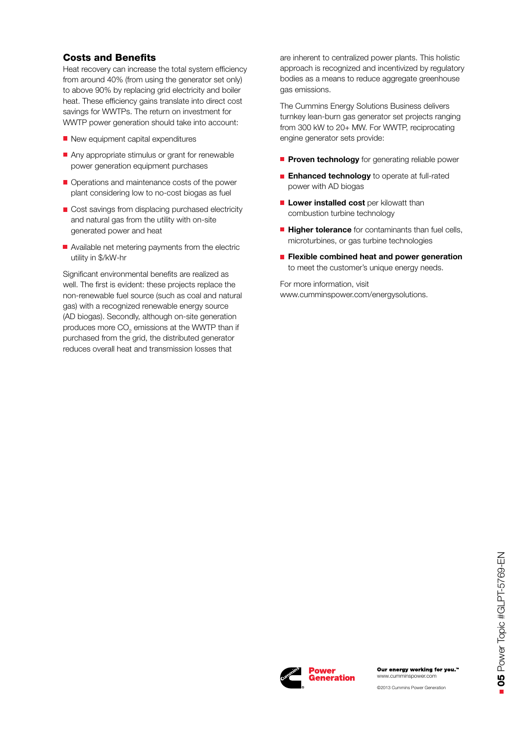## Costs and Benefits

Heat recovery can increase the total system efficiency from around 40% (from using the generator set only) to above 90% by replacing grid electricity and boiler heat. These efficiency gains translate into direct cost savings for WWTPs. The return on investment for WWTP power generation should take into account:

- New equipment capital expenditures
- Any appropriate stimulus or grant for renewable power generation equipment purchases
- Operations and maintenance costs of the power plant considering low to no-cost biogas as fuel
- Cost savings from displacing purchased electricity and natural gas from the utility with on-site generated power and heat
- Available net metering payments from the electric utility in $/kW-hr

Significant environmental benefits are realized as well. The first is evident: these projects replace the non-renewable fuel source (such as coal and natural gas) with a recognized renewable energy source (AD biogas). Secondly, although on-site generation produces more $CO_2$ emissions at the WWTP than if purchased from the grid, the distributed generator reduces overall heat and transmission losses that are inherent to centralized power plants. This holistic approach is recognized and incentivized by regulatory bodies as a means to reduce aggregate greenhouse gas emissions.

The Cummins Energy Solutions Business delivers turnkey lean-burn gas generator set projects ranging from 300 kW to 20+ MW. For WWTP, reciprocating engine generator sets provide:

- **Proven technology** for generating reliable power
- **Enhanced technology** to operate at full-rated power with AD biogas
- **Lower installed cost** per kilowatt than combustion turbine technology
- **Higher tolerance** for contaminants than fuel cells, microturbines, or gas turbine technologies
- **Flexible combined heat and power generation** to meet the customer's unique energy needs.

For more information, visit www.cumminspower.com/energysolutions.

Power Generation

**Our energy working for you.™**
www.cumminspower.com

©2013 Cummins Power Generation

**05** Power Topic #GLPT-5769-EN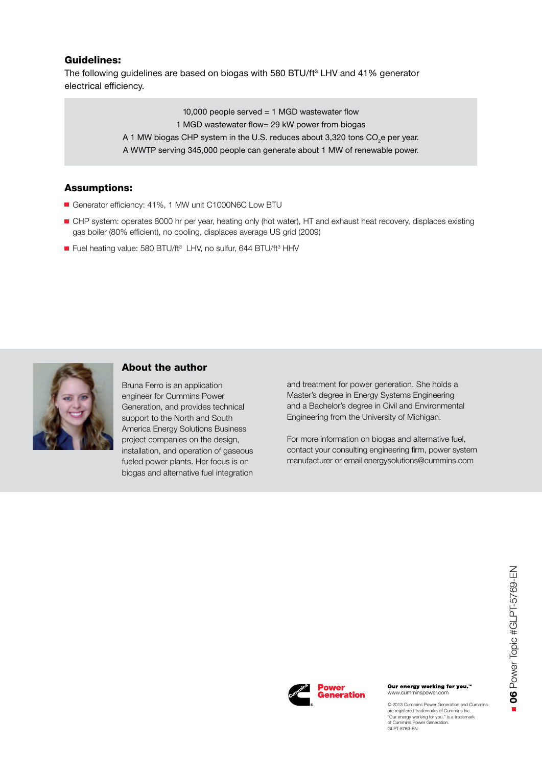## Guidelines:

The following guidelines are based on biogas with 580 BTU/ft$^3$ LHV and 41% generator electrical efficiency.

10,000 people served = 1 MGD wastewater flow
1 MGD wastewater flow= 29 kW power from biogas
A 1 MW biogas CHP system in the U.S. reduces about 3,320 tons $CO_2e$ per year.
A WWTP serving 345,000 people can generate about 1 MW of renewable power.

## Assumptions:

- Generator efficiency: 41%, 1 MW unit C1000N6C Low BTU
- CHP system: operates 8000 hr per year, heating only (hot water), HT and exhaust heat recovery, displaces existing gas boiler (80% efficient), no cooling, displaces average US grid (2009)
- Fuel heating value: 580 BTU/ft$^3$ LHV, no sulfur, 644 BTU/ft$^3$ HHV

## About the author

Bruna Ferro is an application engineer for Cummins Power Generation, and provides technical support to the North and South America Energy Solutions Business project companies on the design, installation, and operation of gaseous fueled power plants. Her focus is on biogas and alternative fuel integration and treatment for power generation. She holds a Master's degree in Energy Systems Engineering and a Bachelor's degree in Civil and Environmental Engineering from the University of Michigan.

For more information on biogas and alternative fuel, contact your consulting engineering firm, power system manufacturer or email energysolutions@cummins.com

Power Generation

**Our energy working for you.™**
www.cumminspower.com

© 2013 Cummins Power Generation and Cummins are registered trademarks of Cummins Inc. "Our energy working for you." is a trademark of Cummins Power Generation.
GLPT-5769-EN